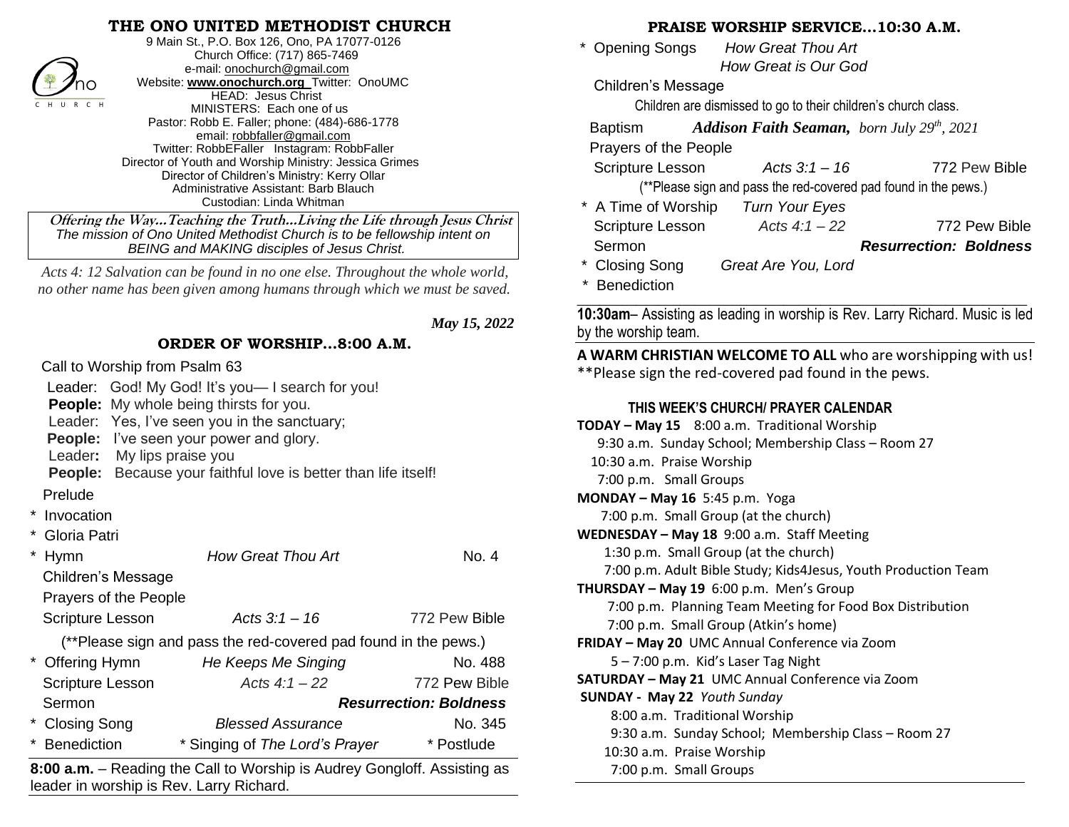# THE ONO UNITED METHODIST CHURCH

9 Main St., P.O. Box 126, Ono, PA 17077-0126
Church Office: (717) 865-7469
e-mail: onochurch@gmail.com
Website: **www.onochurch.org** Twitter: OnoUMC
HEAD: Jesus Christ
MINISTERS: Each one of us
Pastor: Robb E. Faller; phone: (484)-686-1778
email: robbfaller@gmail.com
Twitter: RobbEFaller Instagram: RobbFaller
Director of Youth and Worship Ministry: Jessica Grimes
Director of Children's Ministry: Kerry Ollar
Administrative Assistant: Barb Blauch
Custodian: Linda Whitman

**Offering the Way…Teaching the Truth…Living the Life through Jesus Christ**
*The mission of Ono United Methodist Church is to be fellowship intent on BEING and MAKING disciples of Jesus Christ.*

*Acts 4: 12 Salvation can be found in no one else. Throughout the whole world, no other name has been given among humans through which we must be saved.*

*May 15, 2022*

## ORDER OF WORSHIP…8:00 A.M.

Call to Worship from Psalm 63

Leader: God! My God! It's you— I search for you!
**People:** My whole being thirsts for you.
Leader: Yes, I've seen you in the sanctuary;
**People:** I've seen your power and glory.
Leader**:** My lips praise you
**People:** Because your faithful love is better than life itself!

Prelude

\* Invocation

\* Gloria Patri

| | | |
|---|---|---|
| * Hymn | *How Great Thou Art* | No. 4 |
| Children's Message | | |
| Prayers of the People | | |
| Scripture Lesson | *Acts 3:1 – 16* | 772 Pew Bible |

(**Please sign and pass the red-covered pad found in the pews.)

| | | |
|---|---|---|
| * Offering Hymn | *He Keeps Me Singing* | No. 488 |
| Scripture Lesson | *Acts 4:1 – 22* | 772 Pew Bible |
| Sermon | | ***Resurrection: Boldness*** |
| * Closing Song | *Blessed Assurance* | No. 345 |
| * Benediction | * Singing of *The Lord's Prayer* | * Postlude |

**8:00 a.m.** – Reading the Call to Worship is Audrey Gongloff. Assisting as leader in worship is Rev. Larry Richard.

## PRAISE WORSHIP SERVICE…10:30 A.M.

\* Opening Songs *How Great Thou Art*
*How Great is Our God*

Children's Message

Children are dismissed to go to their children's church class.

Baptism ***Addison Faith Seaman,*** *born July 29th, 2021*

Prayers of the People

| | | |
|---|---|---|
| Scripture Lesson | *Acts 3:1 – 16* | 772 Pew Bible |

(**Please sign and pass the red-covered pad found in the pews.)

| | | |
|---|---|---|
| * A Time of Worship | *Turn Your Eyes* | |
| Scripture Lesson | *Acts 4:1 – 22* | 772 Pew Bible |
| Sermon | | ***Resurrection: Boldness*** |
| * Closing Song | *Great Are You, Lord* | |
| * Benediction | | |

**10:30am**– Assisting as leading in worship is Rev. Larry Richard. Music is led by the worship team.

**A WARM CHRISTIAN WELCOME TO ALL** who are worshipping with us!
**Please sign the red-covered pad found in the pews.

### THIS WEEK'S CHURCH/ PRAYER CALENDAR

**TODAY – May 15** 8:00 a.m. Traditional Worship
9:30 a.m. Sunday School; Membership Class – Room 27
10:30 a.m. Praise Worship
7:00 p.m. Small Groups

**MONDAY – May 16** 5:45 p.m. Yoga
7:00 p.m. Small Group (at the church)

**WEDNESDAY – May 18** 9:00 a.m. Staff Meeting
1:30 p.m. Small Group (at the church)
7:00 p.m. Adult Bible Study; Kids4Jesus, Youth Production Team

**THURSDAY – May 19** 6:00 p.m. Men's Group
7:00 p.m. Planning Team Meeting for Food Box Distribution
7:00 p.m. Small Group (Atkin's home)

**FRIDAY – May 20** UMC Annual Conference via Zoom
5 – 7:00 p.m. Kid's Laser Tag Night

**SATURDAY – May 21** UMC Annual Conference via Zoom

**SUNDAY - May 22** *Youth Sunday*
8:00 a.m. Traditional Worship
9:30 a.m. Sunday School; Membership Class – Room 27
10:30 a.m. Praise Worship
7:00 p.m. Small Groups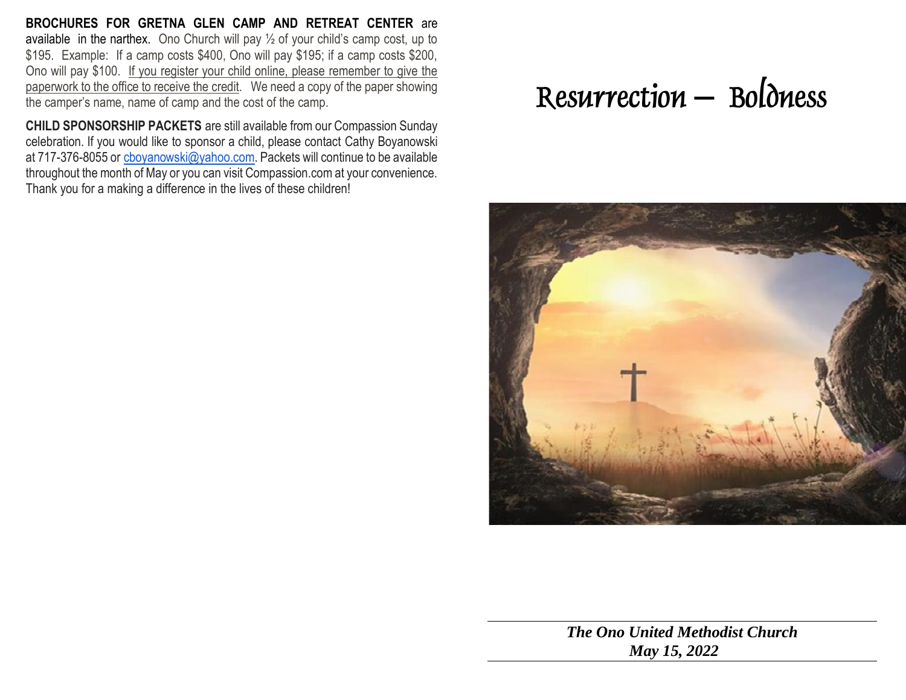**BROCHURES FOR GRETNA GLEN CAMP AND RETREAT CENTER** are available in the narthex. Ono Church will pay ½ of your child's camp cost, up to $195. Example: If a camp costs $400, Ono will pay $195; if a camp costs $200, Ono will pay $100. If you register your child online, please remember to give the paperwork to the office to receive the credit. We need a copy of the paper showing the camper's name, name of camp and the cost of the camp.

**CHILD SPONSORSHIP PACKETS** are still available from our Compassion Sunday celebration. If you would like to sponsor a child, please contact Cathy Boyanowski at 717-376-8055 or cboyanowski@yahoo.com. Packets will continue to be available throughout the month of May or you can visit Compassion.com at your convenience. Thank you for a making a difference in the lives of these children!

# Resurrection – Boldness

***The Ono United Methodist Church***
***May 15, 2022***